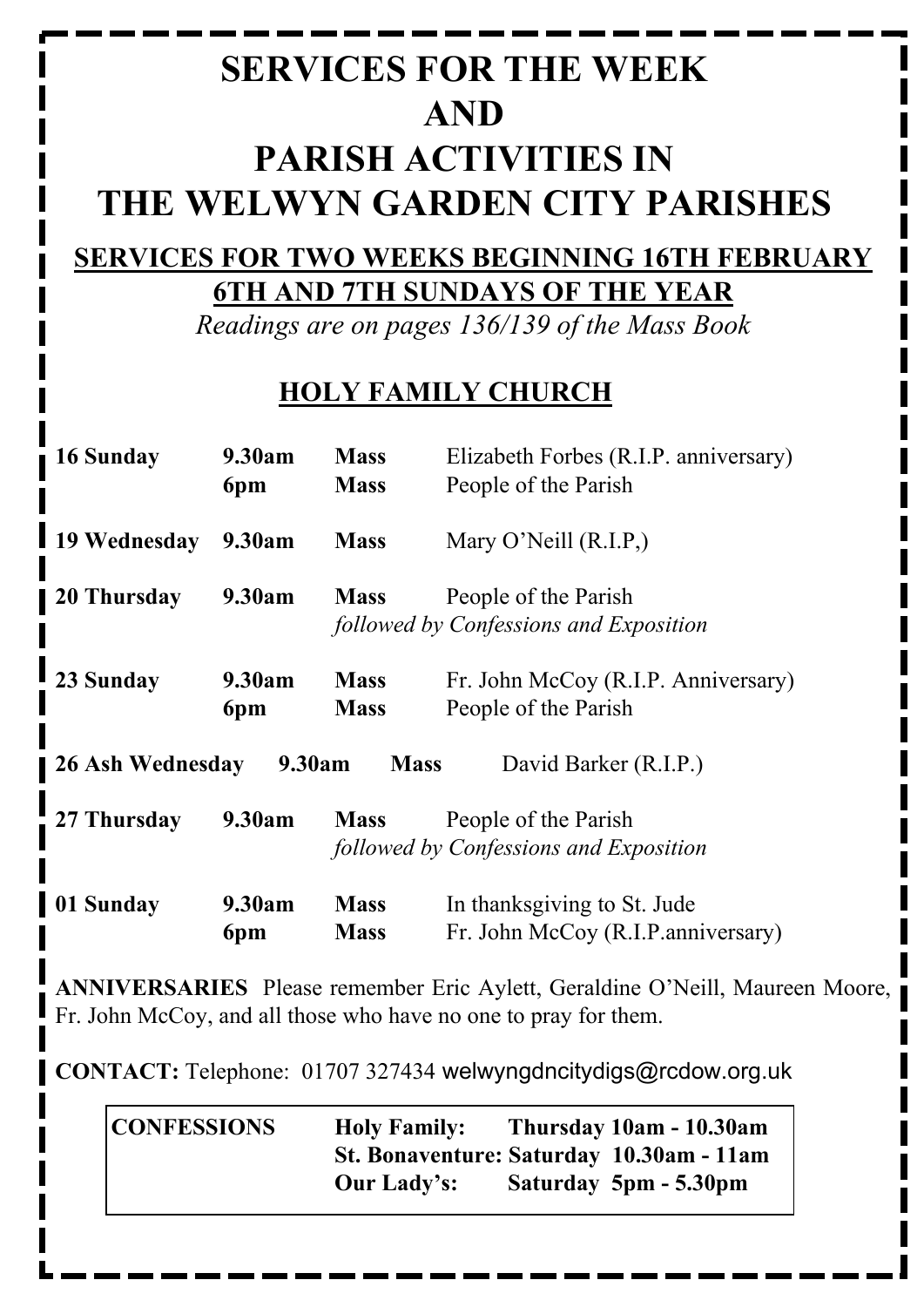# SERVICES FOR THE WEEK AND PARISH ACTIVITIES IN THE WELWYN GARDEN CITY PARISHES

## SERVICES FOR TWO WEEKS BEGINNING 16TH FEBRUARY 6TH AND 7TH SUNDAYS OF THE YEAR

*Readings are on pages 136/139 of the Mass Book*

## HOLY FAMILY CHURCH

| | | | |
|---|---|---|---|
| **16 Sunday** | **9.30am** | **Mass** | Elizabeth Forbes (R.I.P. anniversary) |
| | **6pm** | **Mass** | People of the Parish |
| **19 Wednesday** | **9.30am** | **Mass** | Mary O'Neill (R.I.P,) |
| **20 Thursday** | **9.30am** | **Mass** | People of the Parish |
| | | *followed by Confessions and Exposition* | |
| **23 Sunday** | **9.30am** | **Mass** | Fr. John McCoy (R.I.P. Anniversary) |
| | **6pm** | **Mass** | People of the Parish |
| **26 Ash Wednesday** | **9.30am** | **Mass** | David Barker (R.I.P.) |
| **27 Thursday** | **9.30am** | **Mass** | People of the Parish |
| | | *followed by Confessions and Exposition* | |
| **01 Sunday** | **9.30am** | **Mass** | In thanksgiving to St. Jude |
| | **6pm** | **Mass** | Fr. John McCoy (R.I.P.anniversary) |

**ANNIVERSARIES** Please remember Eric Aylett, Geraldine O'Neill, Maureen Moore, Fr. John McCoy, and all those who have no one to pray for them.

**CONTACT:** Telephone: 01707 327434 welwyngdncitydigs@rcdow.org.uk

| | | |
|---|---|---|
| **CONFESSIONS** | **Holy Family:** | **Thursday 10am - 10.30am** |
| | **St. Bonaventure:** | **Saturday 10.30am - 11am** |
| | **Our Lady's:** | **Saturday 5pm - 5.30pm** |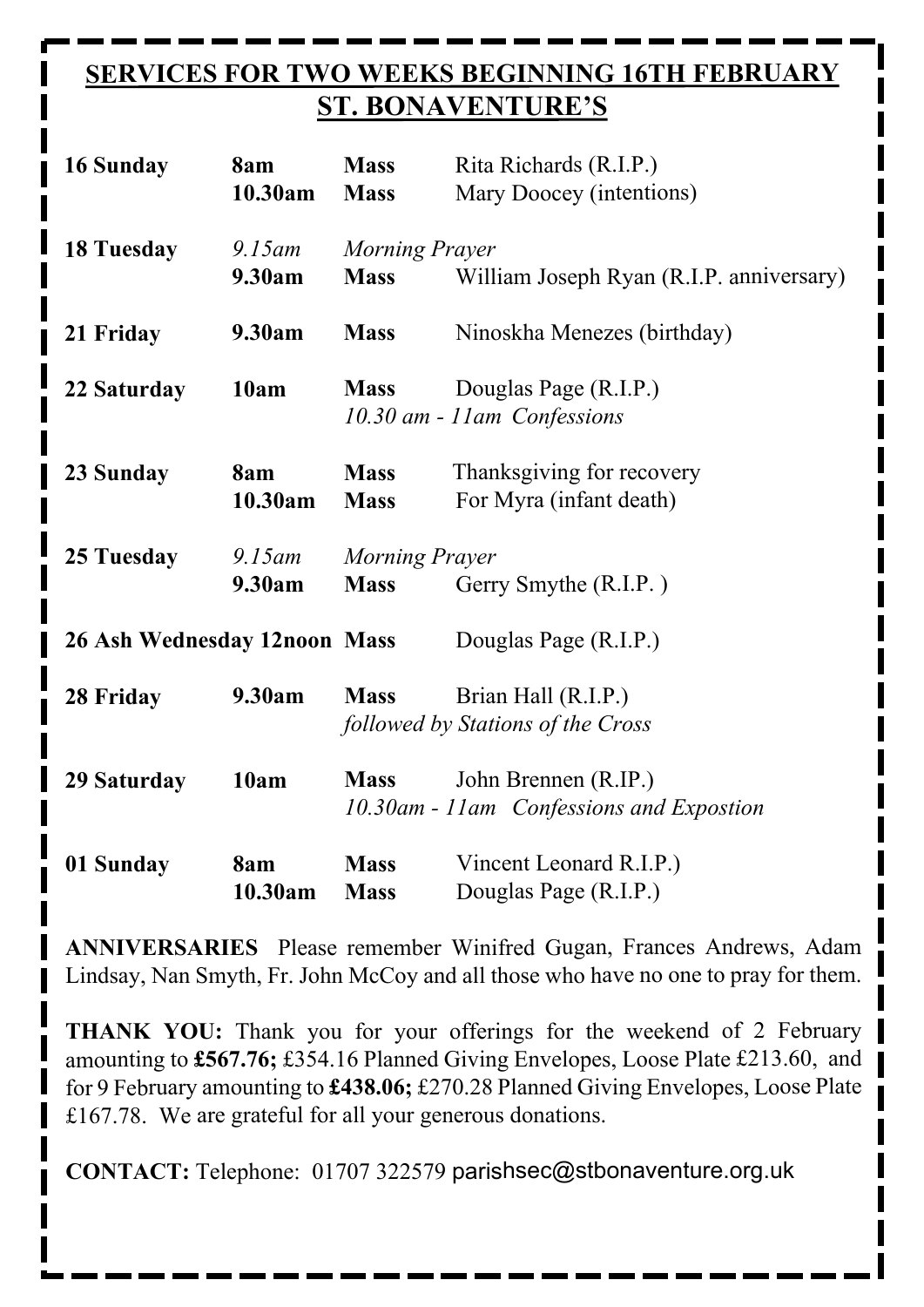## SERVICES FOR TWO WEEKS BEGINNING 16TH FEBRUARY
## ST. BONAVENTURE'S

| | | | |
|---|---|---|---|
| **16 Sunday** | **8am** | **Mass** | Rita Richards (R.I.P.) |
| | **10.30am** | **Mass** | Mary Doocey (intentions) |
| **18 Tuesday** | *9.15am* | *Morning Prayer* | |
| | **9.30am** | **Mass** | William Joseph Ryan (R.I.P. anniversary) |
| **21 Friday** | **9.30am** | **Mass** | Ninoskha Menezes (birthday) |
| **22 Saturday** | **10am** | **Mass** | Douglas Page (R.I.P.) |
| | | *10.30 am - 11am Confessions* | |
| **23 Sunday** | **8am** | **Mass** | Thanksgiving for recovery |
| | **10.30am** | **Mass** | For Myra (infant death) |
| **25 Tuesday** | *9.15am* | *Morning Prayer* | |
| | **9.30am** | **Mass** | Gerry Smythe (R.I.P. ) |
| **26 Ash Wednesday** | **12noon** | **Mass** | Douglas Page (R.I.P.) |
| **28 Friday** | **9.30am** | **Mass** | Brian Hall (R.I.P.) |
| | | *followed by Stations of the Cross* | |
| **29 Saturday** | **10am** | **Mass** | John Brennen (R.IP.) |
| | | *10.30am - 11am Confessions and Expostion* | |
| **01 Sunday** | **8am** | **Mass** | Vincent Leonard R.I.P.) |
| | **10.30am** | **Mass** | Douglas Page (R.I.P.) |

**ANNIVERSARIES** Please remember Winifred Gugan, Frances Andrews, Adam Lindsay, Nan Smyth, Fr. John McCoy and all those who have no one to pray for them.

**THANK YOU:** Thank you for your offerings for the weekend of 2 February amounting to **£567.76;** £354.16 Planned Giving Envelopes, Loose Plate £213.60, and for 9 February amounting to **£438.06;** £270.28 Planned Giving Envelopes, Loose Plate £167.78. We are grateful for all your generous donations.

**CONTACT:** Telephone: 01707 322579 parishsec@stbonaventure.org.uk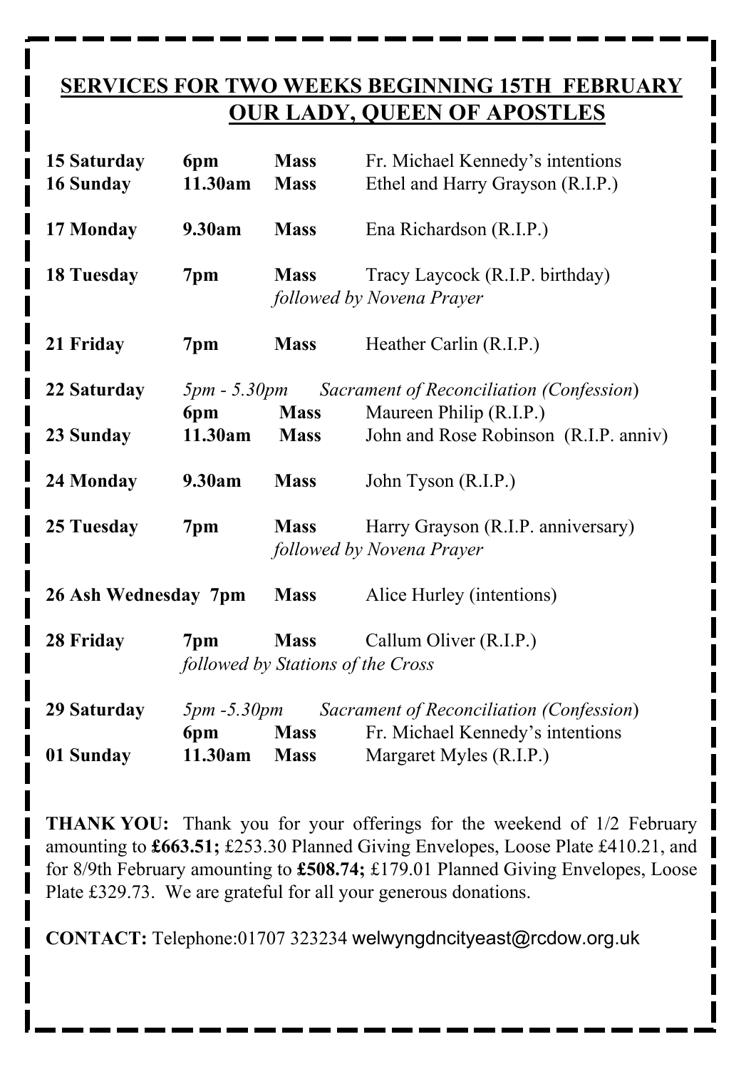## SERVICES FOR TWO WEEKS BEGINNING 15TH FEBRUARY

## OUR LADY, QUEEN OF APOSTLES

| | | | |
|---|---|---|---|
| **15 Saturday** | **6pm** | **Mass** | Fr. Michael Kennedy's intentions |
| **16 Sunday** | **11.30am** | **Mass** | Ethel and Harry Grayson (R.I.P.) |
| **17 Monday** | **9.30am** | **Mass** | Ena Richardson (R.I.P.) |
| **18 Tuesday** | **7pm** | **Mass** | Tracy Laycock (R.I.P. birthday) |
| | | *followed by Novena Prayer* | |
| **21 Friday** | **7pm** | **Mass** | Heather Carlin (R.I.P.) |
| **22 Saturday** | *5pm - 5.30pm* | *Sacrament of Reconciliation (Confession)* | |
| | **6pm** | **Mass** | Maureen Philip (R.I.P.) |
| **23 Sunday** | **11.30am** | **Mass** | John and Rose Robinson (R.I.P. anniv) |
| **24 Monday** | **9.30am** | **Mass** | John Tyson (R.I.P.) |
| **25 Tuesday** | **7pm** | **Mass** | Harry Grayson (R.I.P. anniversary) |
| | | *followed by Novena Prayer* | |
| **26 Ash Wednesday** | **7pm** | **Mass** | Alice Hurley (intentions) |
| **28 Friday** | **7pm** | **Mass** | Callum Oliver (R.I.P.) |
| | *followed by Stations of the Cross* | | |
| **29 Saturday** | *5pm -5.30pm* | *Sacrament of Reconciliation (Confession)* | |
| | **6pm** | **Mass** | Fr. Michael Kennedy's intentions |
| **01 Sunday** | **11.30am** | **Mass** | Margaret Myles (R.I.P.) |

**THANK YOU:** Thank you for your offerings for the weekend of 1/2 February amounting to **£663.51;** £253.30 Planned Giving Envelopes, Loose Plate £410.21, and for 8/9th February amounting to **£508.74;** £179.01 Planned Giving Envelopes, Loose Plate £329.73. We are grateful for all your generous donations.

**CONTACT:** Telephone:01707 323234 welwyngdncityeast@rcdow.org.uk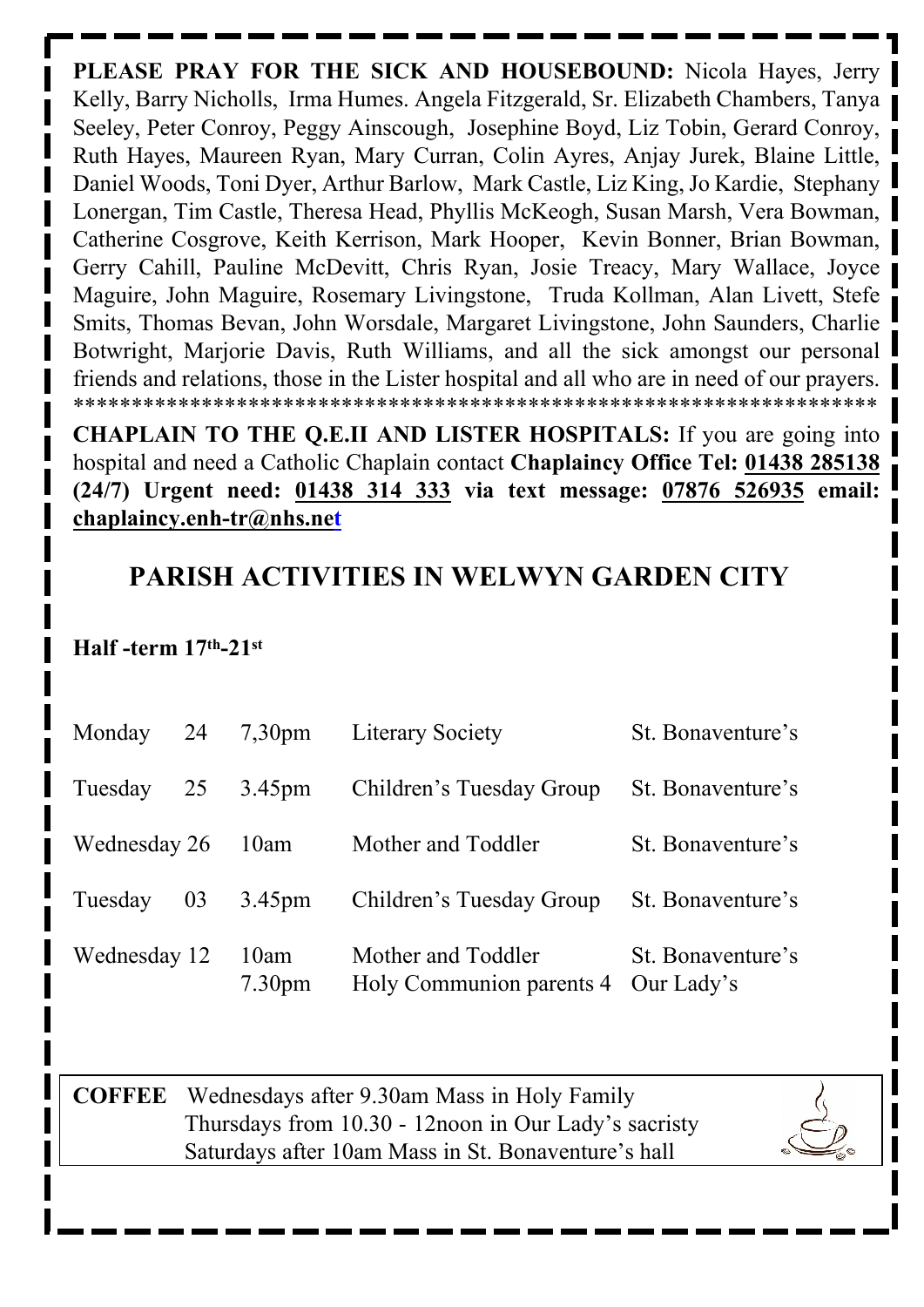**PLEASE PRAY FOR THE SICK AND HOUSEBOUND:** Nicola Hayes, Jerry Kelly, Barry Nicholls, Irma Humes. Angela Fitzgerald, Sr. Elizabeth Chambers, Tanya Seeley, Peter Conroy, Peggy Ainscough, Josephine Boyd, Liz Tobin, Gerard Conroy, Ruth Hayes, Maureen Ryan, Mary Curran, Colin Ayres, Anjay Jurek, Blaine Little, Daniel Woods, Toni Dyer, Arthur Barlow, Mark Castle, Liz King, Jo Kardie, Stephany Lonergan, Tim Castle, Theresa Head, Phyllis McKeogh, Susan Marsh, Vera Bowman, Catherine Cosgrove, Keith Kerrison, Mark Hooper, Kevin Bonner, Brian Bowman, Gerry Cahill, Pauline McDevitt, Chris Ryan, Josie Treacy, Mary Wallace, Joyce Maguire, John Maguire, Rosemary Livingstone, Truda Kollman, Alan Livett, Stefe Smits, Thomas Bevan, John Worsdale, Margaret Livingstone, John Saunders, Charlie Botwright, Marjorie Davis, Ruth Williams, and all the sick amongst our personal friends and relations, those in the Lister hospital and all who are in need of our prayers.

*********************************************************************

**CHAPLAIN TO THE Q.E.II AND LISTER HOSPITALS:** If you are going into hospital and need a Catholic Chaplain contact **Chaplaincy Office Tel: 01438 285138 (24/7) Urgent need: 01438 314 333 via text message: 07876 526935 email: chaplaincy.enh-tr@nhs.net**

## PARISH ACTIVITIES IN WELWYN GARDEN CITY

**Half -term 17th-21st**

| | | | | |
|---|---|---|---|---|
| Monday | 24 | 7,30pm | Literary Society | St. Bonaventure's |
| Tuesday | 25 | 3.45pm | Children's Tuesday Group | St. Bonaventure's |
| Wednesday | 26 | 10am | Mother and Toddler | St. Bonaventure's |
| Tuesday | 03 | 3.45pm | Children's Tuesday Group | St. Bonaventure's |
| Wednesday | 12 | 10am | Mother and Toddler | St. Bonaventure's |
| | | 7.30pm | Holy Communion parents 4 | Our Lady's |

**COFFEE** Wednesdays after 9.30am Mass in Holy Family
Thursdays from 10.30 - 12noon in Our Lady's sacristy
Saturdays after 10am Mass in St. Bonaventure's hall